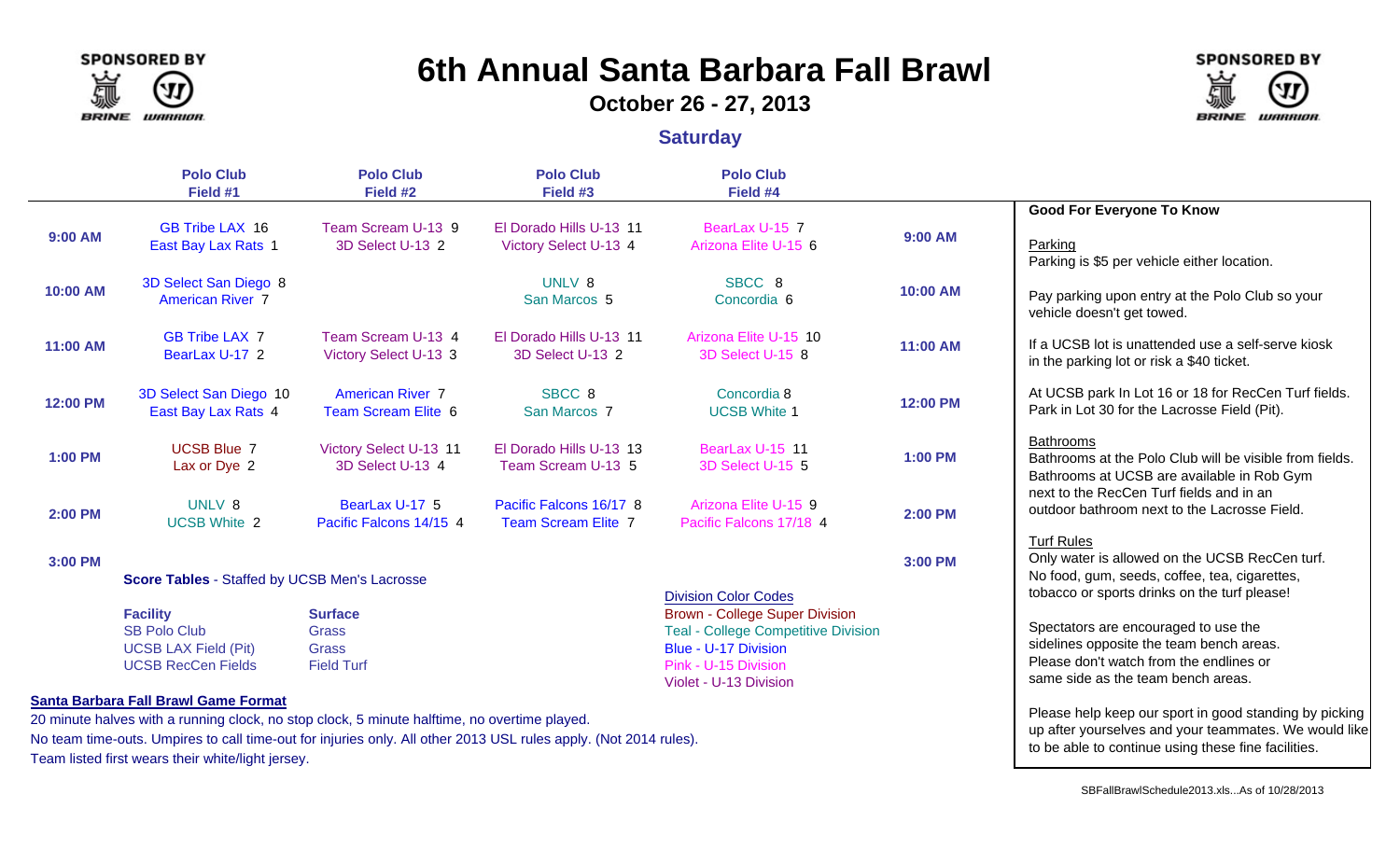SPONSORED BY BRINE WARRIOR

# 6th Annual Santa Barbara Fall Brawl

## October 26 - 27, 2013

### Saturday

| | Polo Club Field #1 | Polo Club Field #2 | Polo Club Field #3 | Polo Club Field #4 | |
|---|---|---|---|---|---|
| 9:00 AM | GB Tribe LAX 16<br>East Bay Lax Rats 1 | Team Scream U-13 9<br>3D Select U-13 2 | El Dorado Hills U-13 11<br>Victory Select U-13 4 | BearLax U-15 7<br>Arizona Elite U-15 6 | 9:00 AM |
| 10:00 AM | 3D Select San Diego 8<br>American River 7 | | UNLV 8<br>San Marcos 5 | SBCC 8<br>Concordia 6 | 10:00 AM |
| 11:00 AM | GB Tribe LAX 7<br>BearLax U-17 2 | Team Scream U-13 4<br>Victory Select U-13 3 | El Dorado Hills U-13 11<br>3D Select U-13 2 | Arizona Elite U-15 10<br>3D Select U-15 8 | 11:00 AM |
| 12:00 PM | 3D Select San Diego 10<br>East Bay Lax Rats 4 | American River 7<br>Team Scream Elite 6 | SBCC 8<br>San Marcos 7 | Concordia 8<br>UCSB White 1 | 12:00 PM |
| 1:00 PM | UCSB Blue 7<br>Lax or Dye 2 | Victory Select U-13 11<br>3D Select U-13 4 | El Dorado Hills U-13 13<br>Team Scream U-13 5 | BearLax U-15 11<br>3D Select U-15 5 | 1:00 PM |
| 2:00 PM | UNLV 8<br>UCSB White 2 | BearLax U-17 5<br>Pacific Falcons 14/15 4 | Pacific Falcons 16/17 8<br>Team Scream Elite 7 | Arizona Elite U-15 9<br>Pacific Falcons 17/18 4 | 2:00 PM |
| 3:00 PM | | | | | 3:00 PM |

**Score Tables** - Staffed by UCSB Men's Lacrosse

| Facility | Surface |
|---|---|
| SB Polo Club | Grass |
| UCSB LAX Field (Pit) | Grass |
| UCSB RecCen Fields | Field Turf |

Division Color Codes

- Brown - College Super Division
- Teal - College Competitive Division
- Blue - U-17 Division
- Pink - U-15 Division
- Violet - U-13 Division

**Santa Barbara Fall Brawl Game Format**

20 minute halves with a running clock, no stop clock, 5 minute halftime, no overtime played.
No team time-outs. Umpires to call time-out for injuries only. All other 2013 USL rules apply. (Not 2014 rules).
Team listed first wears their white/light jersey.

**Good For Everyone To Know**

Parking
Parking is $5 per vehicle either location.

Pay parking upon entry at the Polo Club so your vehicle doesn't get towed.

If a UCSB lot is unattended use a self-serve kiosk in the parking lot or risk a $40 ticket.

At UCSB park In Lot 16 or 18 for RecCen Turf fields. Park in Lot 30 for the Lacrosse Field (Pit).

Bathrooms
Bathrooms at the Polo Club will be visible from fields. Bathrooms at UCSB are available in Rob Gym next to the RecCen Turf fields and in an outdoor bathroom next to the Lacrosse Field.

Turf Rules
Only water is allowed on the UCSB RecCen turf. No food, gum, seeds, coffee, tea, cigarettes, tobacco or sports drinks on the turf please!

Spectators are encouraged to use the sidelines opposite the team bench areas. Please don't watch from the endlines or same side as the team bench areas.

Please help keep our sport in good standing by picking up after yourselves and your teammates. We would like to be able to continue using these fine facilities.

SBFallBrawlSchedule2013.xls...As of 10/28/2013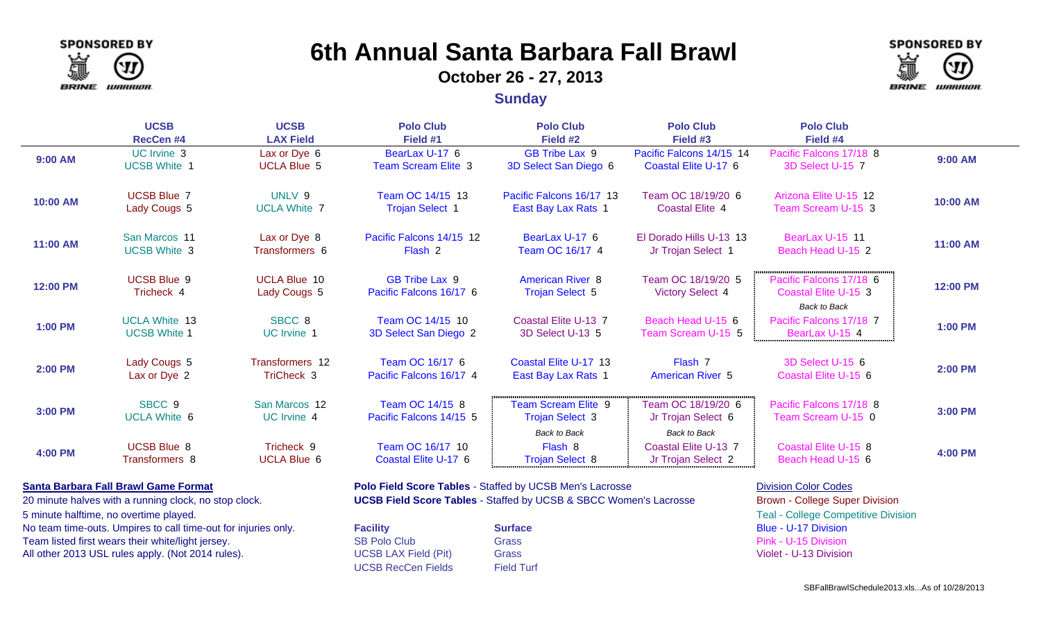# 6th Annual Santa Barbara Fall Brawl

## October 26 - 27, 2013

### Sunday

SPONSORED BY BRINE WARRIOR

| | UCSB RecCen #4 | UCSB LAX Field | Polo Club Field #1 | Polo Club Field #2 | Polo Club Field #3 | Polo Club Field #4 | |
|---|---|---|---|---|---|---|---|
| **9:00 AM** | UC Irvine 3<br>UCSB White 1 | Lax or Dye 6<br>UCLA Blue 5 | BearLax U-17 6<br>Team Scream Elite 3 | GB Tribe Lax 9<br>3D Select San Diego 6 | Pacific Falcons 14/15 14<br>Coastal Elite U-17 6 | Pacific Falcons 17/18 8<br>3D Select U-15 7 | **9:00 AM** |
| **10:00 AM** | UCSB Blue 7<br>Lady Cougs 5 | UNLV 9<br>UCLA White 7 | Team OC 14/15 13<br>Trojan Select 1 | Pacific Falcons 16/17 13<br>East Bay Lax Rats 1 | Team OC 18/19/20 6<br>Coastal Elite 4 | Arizona Elite U-15 12<br>Team Scream U-15 3 | **10:00 AM** |
| **11:00 AM** | San Marcos 11<br>UCSB White 3 | Lax or Dye 8<br>Transformers 6 | Pacific Falcons 14/15 12<br>Flash 2 | BearLax U-17 6<br>Team OC 16/17 4 | El Dorado Hills U-13 13<br>Jr Trojan Select 1 | BearLax U-15 11<br>Beach Head U-15 2 | **11:00 AM** |
| **12:00 PM** | UCSB Blue 9<br>Tricheck 4 | UCLA Blue 10<br>Lady Cougs 5 | GB Tribe Lax 9<br>Pacific Falcons 16/17 6 | American River 8<br>Trojan Select 5 | Team OC 18/19/20 5<br>Victory Select 4 | Pacific Falcons 17/18 6<br>Coastal Elite U-15 3<br>*Back to Back* | **12:00 PM** |
| **1:00 PM** | UCLA White 13<br>UCSB White 1 | SBCC 8<br>UC Irvine 1 | Team OC 14/15 10<br>3D Select San Diego 2 | Coastal Elite U-13 7<br>3D Select U-13 5 | Beach Head U-15 6<br>Team Scream U-15 5 | Pacific Falcons 17/18 7<br>BearLax U-15 4 | **1:00 PM** |
| **2:00 PM** | Lady Cougs 5<br>Lax or Dye 2 | Transformers 12<br>TriCheck 3 | Team OC 16/17 6<br>Pacific Falcons 16/17 4 | Coastal Elite U-17 13<br>East Bay Lax Rats 1 | Flash 7<br>American River 5 | 3D Select U-15 6<br>Coastal Elite U-15 6 | **2:00 PM** |
| **3:00 PM** | SBCC 9<br>UCLA White 6 | San Marcos 12<br>UC Irvine 4 | Team OC 14/15 8<br>Pacific Falcons 14/15 5 | Team Scream Elite 9<br>Trojan Select 3<br>*Back to Back* | Team OC 18/19/20 6<br>Jr Trojan Select 6<br>*Back to Back* | Pacific Falcons 17/18 8<br>Team Scream U-15 0 | **3:00 PM** |
| **4:00 PM** | UCSB Blue 8<br>Transformers 8 | Tricheck 9<br>UCLA Blue 6 | Team OC 16/17 10<br>Coastal Elite U-17 6 | Flash 8<br>Trojan Select 8 | Coastal Elite U-13 7<br>Jr Trojan Select 2 | Coastal Elite U-15 8<br>Beach Head U-15 6 | **4:00 PM** |

**Santa Barbara Fall Brawl Game Format**

20 minute halves with a running clock, no stop clock.
5 minute halftime, no overtime played.
No team time-outs. Umpires to call time-out for injuries only.
Team listed first wears their white/light jersey.
All other 2013 USL rules apply. (Not 2014 rules).

**Polo Field Score Tables** - Staffed by UCSB Men's Lacrosse
**UCSB Field Score Tables** - Staffed by UCSB & SBCC Women's Lacrosse

| Facility | Surface |
|---|---|
| SB Polo Club | Grass |
| UCSB LAX Field (Pit) | Grass |
| UCSB RecCen Fields | Field Turf |

**Division Color Codes**

Brown - College Super Division
Teal - College Competitive Division
Blue - U-17 Division
Pink - U-15 Division
Violet - U-13 Division

SBFallBrawlSchedule2013.xls...As of 10/28/2013